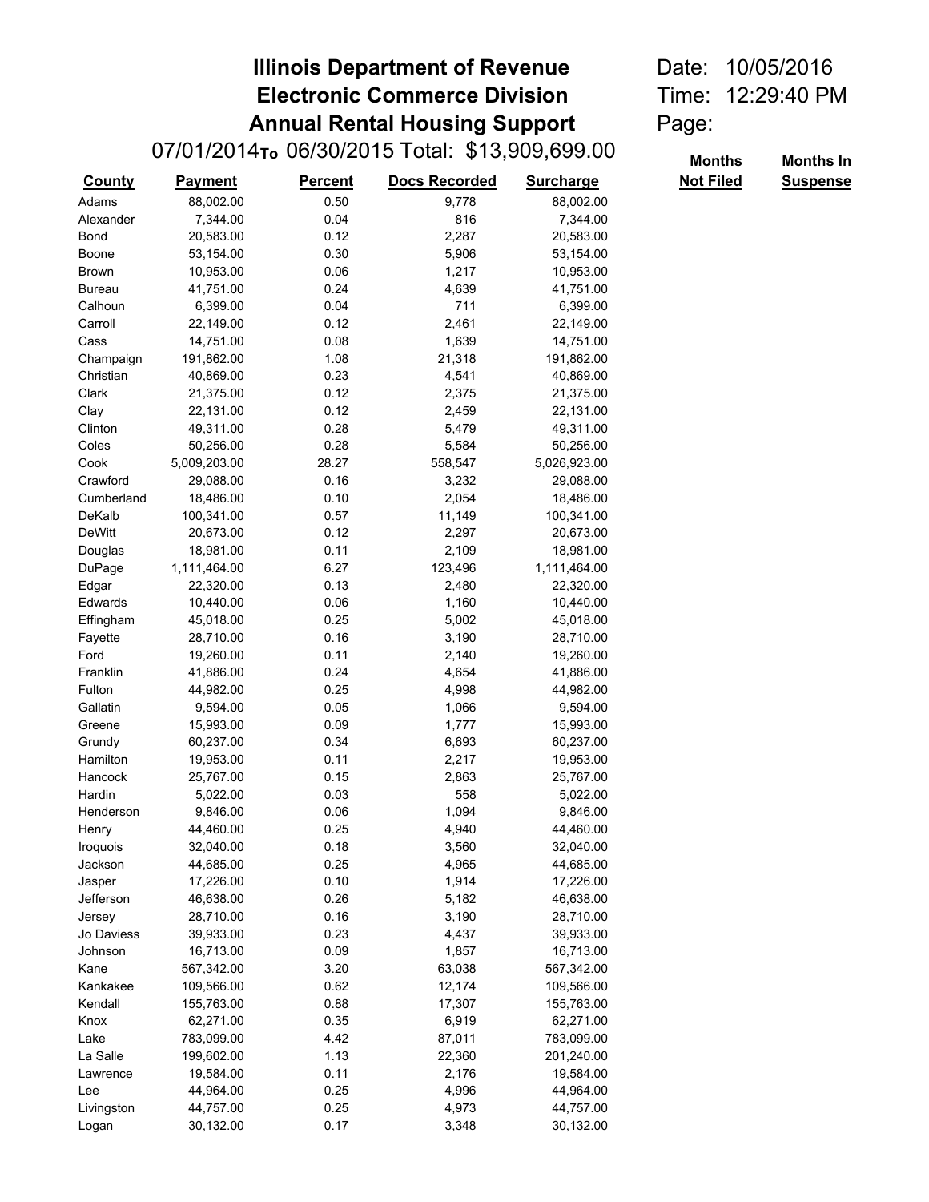# Illinois Department of Revenue
# Electronic Commerce Division
# Annual Rental Housing Support

Date: 10/05/2016
Time: 12:29:40 PM
Page:

07/01/2014 To 06/30/2015 Total: $13,909,699.00

| County | Payment | Percent | Docs Recorded | Surcharge | Months Not Filed | Months In Suspense |
|---|---|---|---|---|---|---|
| Adams | 88,002.00 | 0.50 | 9,778 | 88,002.00 | | |
| Alexander | 7,344.00 | 0.04 | 816 | 7,344.00 | | |
| Bond | 20,583.00 | 0.12 | 2,287 | 20,583.00 | | |
| Boone | 53,154.00 | 0.30 | 5,906 | 53,154.00 | | |
| Brown | 10,953.00 | 0.06 | 1,217 | 10,953.00 | | |
| Bureau | 41,751.00 | 0.24 | 4,639 | 41,751.00 | | |
| Calhoun | 6,399.00 | 0.04 | 711 | 6,399.00 | | |
| Carroll | 22,149.00 | 0.12 | 2,461 | 22,149.00 | | |
| Cass | 14,751.00 | 0.08 | 1,639 | 14,751.00 | | |
| Champaign | 191,862.00 | 1.08 | 21,318 | 191,862.00 | | |
| Christian | 40,869.00 | 0.23 | 4,541 | 40,869.00 | | |
| Clark | 21,375.00 | 0.12 | 2,375 | 21,375.00 | | |
| Clay | 22,131.00 | 0.12 | 2,459 | 22,131.00 | | |
| Clinton | 49,311.00 | 0.28 | 5,479 | 49,311.00 | | |
| Coles | 50,256.00 | 0.28 | 5,584 | 50,256.00 | | |
| Cook | 5,009,203.00 | 28.27 | 558,547 | 5,026,923.00 | | |
| Crawford | 29,088.00 | 0.16 | 3,232 | 29,088.00 | | |
| Cumberland | 18,486.00 | 0.10 | 2,054 | 18,486.00 | | |
| DeKalb | 100,341.00 | 0.57 | 11,149 | 100,341.00 | | |
| DeWitt | 20,673.00 | 0.12 | 2,297 | 20,673.00 | | |
| Douglas | 18,981.00 | 0.11 | 2,109 | 18,981.00 | | |
| DuPage | 1,111,464.00 | 6.27 | 123,496 | 1,111,464.00 | | |
| Edgar | 22,320.00 | 0.13 | 2,480 | 22,320.00 | | |
| Edwards | 10,440.00 | 0.06 | 1,160 | 10,440.00 | | |
| Effingham | 45,018.00 | 0.25 | 5,002 | 45,018.00 | | |
| Fayette | 28,710.00 | 0.16 | 3,190 | 28,710.00 | | |
| Ford | 19,260.00 | 0.11 | 2,140 | 19,260.00 | | |
| Franklin | 41,886.00 | 0.24 | 4,654 | 41,886.00 | | |
| Fulton | 44,982.00 | 0.25 | 4,998 | 44,982.00 | | |
| Gallatin | 9,594.00 | 0.05 | 1,066 | 9,594.00 | | |
| Greene | 15,993.00 | 0.09 | 1,777 | 15,993.00 | | |
| Grundy | 60,237.00 | 0.34 | 6,693 | 60,237.00 | | |
| Hamilton | 19,953.00 | 0.11 | 2,217 | 19,953.00 | | |
| Hancock | 25,767.00 | 0.15 | 2,863 | 25,767.00 | | |
| Hardin | 5,022.00 | 0.03 | 558 | 5,022.00 | | |
| Henderson | 9,846.00 | 0.06 | 1,094 | 9,846.00 | | |
| Henry | 44,460.00 | 0.25 | 4,940 | 44,460.00 | | |
| Iroquois | 32,040.00 | 0.18 | 3,560 | 32,040.00 | | |
| Jackson | 44,685.00 | 0.25 | 4,965 | 44,685.00 | | |
| Jasper | 17,226.00 | 0.10 | 1,914 | 17,226.00 | | |
| Jefferson | 46,638.00 | 0.26 | 5,182 | 46,638.00 | | |
| Jersey | 28,710.00 | 0.16 | 3,190 | 28,710.00 | | |
| Jo Daviess | 39,933.00 | 0.23 | 4,437 | 39,933.00 | | |
| Johnson | 16,713.00 | 0.09 | 1,857 | 16,713.00 | | |
| Kane | 567,342.00 | 3.20 | 63,038 | 567,342.00 | | |
| Kankakee | 109,566.00 | 0.62 | 12,174 | 109,566.00 | | |
| Kendall | 155,763.00 | 0.88 | 17,307 | 155,763.00 | | |
| Knox | 62,271.00 | 0.35 | 6,919 | 62,271.00 | | |
| Lake | 783,099.00 | 4.42 | 87,011 | 783,099.00 | | |
| La Salle | 199,602.00 | 1.13 | 22,360 | 201,240.00 | | |
| Lawrence | 19,584.00 | 0.11 | 2,176 | 19,584.00 | | |
| Lee | 44,964.00 | 0.25 | 4,996 | 44,964.00 | | |
| Livingston | 44,757.00 | 0.25 | 4,973 | 44,757.00 | | |
| Logan | 30,132.00 | 0.17 | 3,348 | 30,132.00 | | |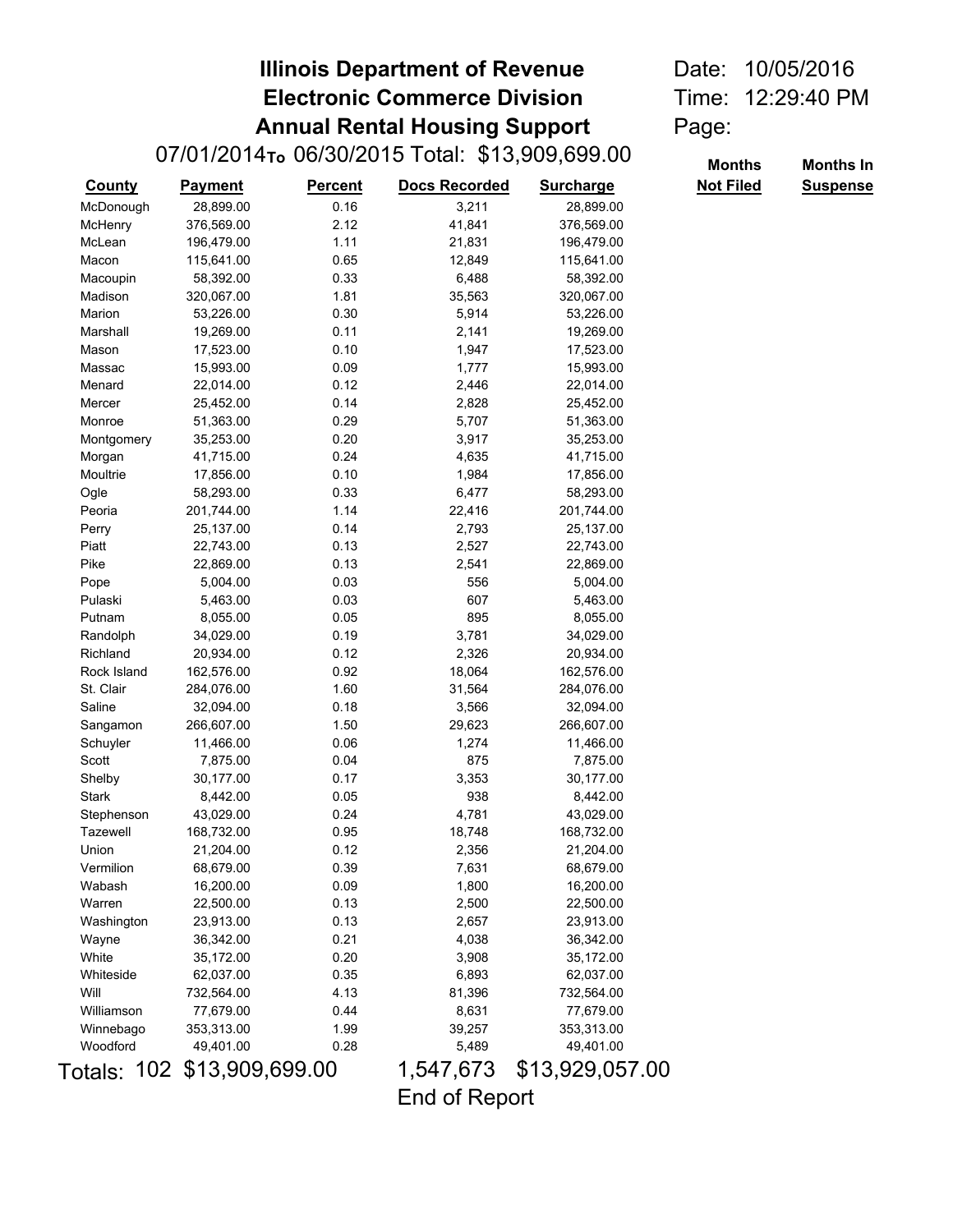# Illinois Department of Revenue
# Electronic Commerce Division
# Annual Rental Housing Support

07/01/2014 To 06/30/2015 Total: $13,909,699.00

Date: 10/05/2016
Time: 12:29:40 PM
Page:

| County | Payment | Percent | Docs Recorded | Surcharge | Months Not Filed | Months In Suspense |
|---|---|---|---|---|---|---|
| McDonough | 28,899.00 | 0.16 | 3,211 | 28,899.00 | | |
| McHenry | 376,569.00 | 2.12 | 41,841 | 376,569.00 | | |
| McLean | 196,479.00 | 1.11 | 21,831 | 196,479.00 | | |
| Macon | 115,641.00 | 0.65 | 12,849 | 115,641.00 | | |
| Macoupin | 58,392.00 | 0.33 | 6,488 | 58,392.00 | | |
| Madison | 320,067.00 | 1.81 | 35,563 | 320,067.00 | | |
| Marion | 53,226.00 | 0.30 | 5,914 | 53,226.00 | | |
| Marshall | 19,269.00 | 0.11 | 2,141 | 19,269.00 | | |
| Mason | 17,523.00 | 0.10 | 1,947 | 17,523.00 | | |
| Massac | 15,993.00 | 0.09 | 1,777 | 15,993.00 | | |
| Menard | 22,014.00 | 0.12 | 2,446 | 22,014.00 | | |
| Mercer | 25,452.00 | 0.14 | 2,828 | 25,452.00 | | |
| Monroe | 51,363.00 | 0.29 | 5,707 | 51,363.00 | | |
| Montgomery | 35,253.00 | 0.20 | 3,917 | 35,253.00 | | |
| Morgan | 41,715.00 | 0.24 | 4,635 | 41,715.00 | | |
| Moultrie | 17,856.00 | 0.10 | 1,984 | 17,856.00 | | |
| Ogle | 58,293.00 | 0.33 | 6,477 | 58,293.00 | | |
| Peoria | 201,744.00 | 1.14 | 22,416 | 201,744.00 | | |
| Perry | 25,137.00 | 0.14 | 2,793 | 25,137.00 | | |
| Piatt | 22,743.00 | 0.13 | 2,527 | 22,743.00 | | |
| Pike | 22,869.00 | 0.13 | 2,541 | 22,869.00 | | |
| Pope | 5,004.00 | 0.03 | 556 | 5,004.00 | | |
| Pulaski | 5,463.00 | 0.03 | 607 | 5,463.00 | | |
| Putnam | 8,055.00 | 0.05 | 895 | 8,055.00 | | |
| Randolph | 34,029.00 | 0.19 | 3,781 | 34,029.00 | | |
| Richland | 20,934.00 | 0.12 | 2,326 | 20,934.00 | | |
| Rock Island | 162,576.00 | 0.92 | 18,064 | 162,576.00 | | |
| St. Clair | 284,076.00 | 1.60 | 31,564 | 284,076.00 | | |
| Saline | 32,094.00 | 0.18 | 3,566 | 32,094.00 | | |
| Sangamon | 266,607.00 | 1.50 | 29,623 | 266,607.00 | | |
| Schuyler | 11,466.00 | 0.06 | 1,274 | 11,466.00 | | |
| Scott | 7,875.00 | 0.04 | 875 | 7,875.00 | | |
| Shelby | 30,177.00 | 0.17 | 3,353 | 30,177.00 | | |
| Stark | 8,442.00 | 0.05 | 938 | 8,442.00 | | |
| Stephenson | 43,029.00 | 0.24 | 4,781 | 43,029.00 | | |
| Tazewell | 168,732.00 | 0.95 | 18,748 | 168,732.00 | | |
| Union | 21,204.00 | 0.12 | 2,356 | 21,204.00 | | |
| Vermilion | 68,679.00 | 0.39 | 7,631 | 68,679.00 | | |
| Wabash | 16,200.00 | 0.09 | 1,800 | 16,200.00 | | |
| Warren | 22,500.00 | 0.13 | 2,500 | 22,500.00 | | |
| Washington | 23,913.00 | 0.13 | 2,657 | 23,913.00 | | |
| Wayne | 36,342.00 | 0.21 | 4,038 | 36,342.00 | | |
| White | 35,172.00 | 0.20 | 3,908 | 35,172.00 | | |
| Whiteside | 62,037.00 | 0.35 | 6,893 | 62,037.00 | | |
| Will | 732,564.00 | 4.13 | 81,396 | 732,564.00 | | |
| Williamson | 77,679.00 | 0.44 | 8,631 | 77,679.00 | | |
| Winnebago | 353,313.00 | 1.99 | 39,257 | 353,313.00 | | |
| Woodford | 49,401.00 | 0.28 | 5,489 | 49,401.00 | | |
| Totals: 102 | $13,909,699.00 | | 1,547,673 | $13,929,057.00 | | |

End of Report